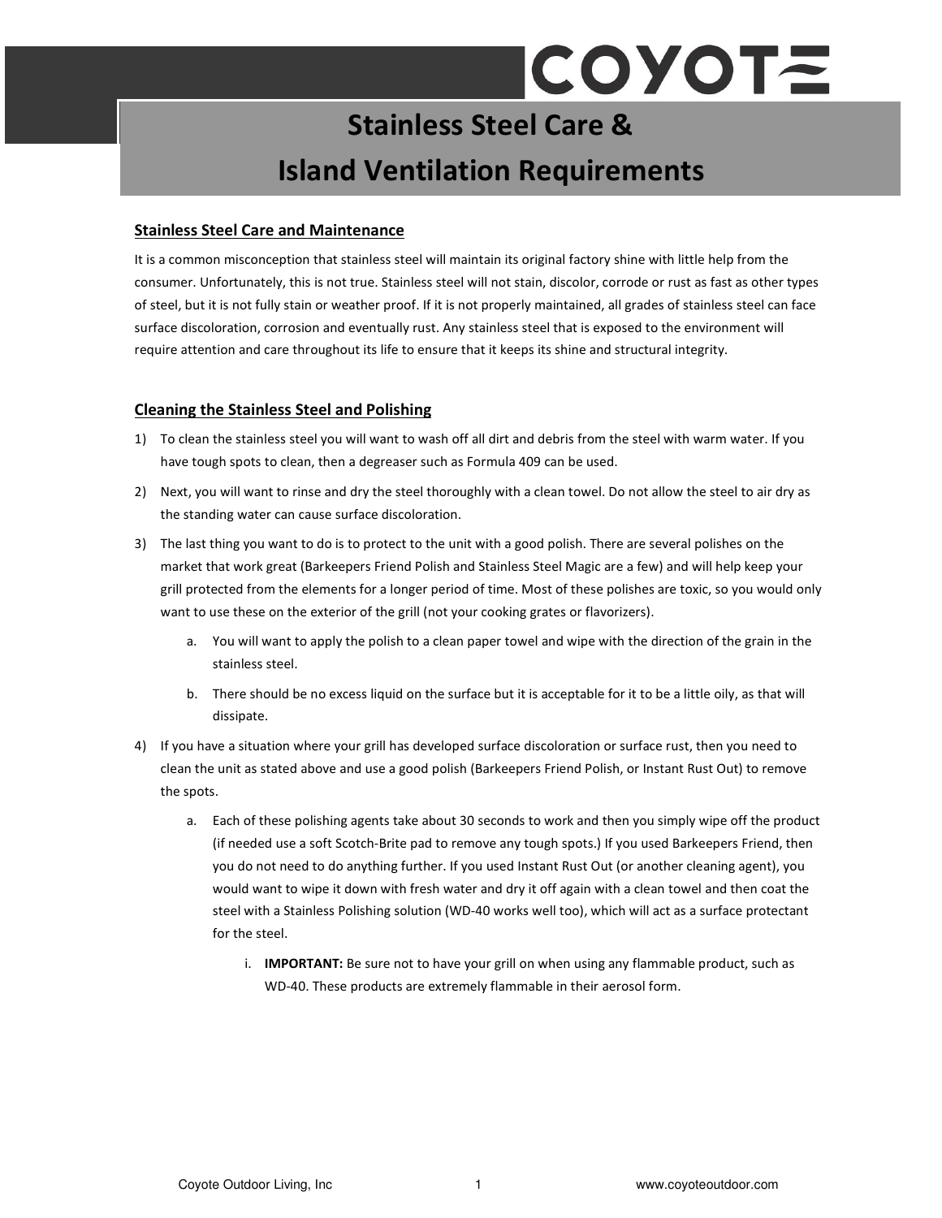COYOTE

# Stainless Steel Care & Island Ventilation Requirements

## Stainless Steel Care and Maintenance

It is a common misconception that stainless steel will maintain its original factory shine with little help from the consumer. Unfortunately, this is not true. Stainless steel will not stain, discolor, corrode or rust as fast as other types of steel, but it is not fully stain or weather proof. If it is not properly maintained, all grades of stainless steel can face surface discoloration, corrosion and eventually rust. Any stainless steel that is exposed to the environment will require attention and care throughout its life to ensure that it keeps its shine and structural integrity.

## Cleaning the Stainless Steel and Polishing

1) To clean the stainless steel you will want to wash off all dirt and debris from the steel with warm water. If you have tough spots to clean, then a degreaser such as Formula 409 can be used.
2) Next, you will want to rinse and dry the steel thoroughly with a clean towel. Do not allow the steel to air dry as the standing water can cause surface discoloration.
3) The last thing you want to do is to protect to the unit with a good polish. There are several polishes on the market that work great (Barkeepers Friend Polish and Stainless Steel Magic are a few) and will help keep your grill protected from the elements for a longer period of time. Most of these polishes are toxic, so you would only want to use these on the exterior of the grill (not your cooking grates or flavorizers).
   a. You will want to apply the polish to a clean paper towel and wipe with the direction of the grain in the stainless steel.
   b. There should be no excess liquid on the surface but it is acceptable for it to be a little oily, as that will dissipate.
4) If you have a situation where your grill has developed surface discoloration or surface rust, then you need to clean the unit as stated above and use a good polish (Barkeepers Friend Polish, or Instant Rust Out) to remove the spots.
   a. Each of these polishing agents take about 30 seconds to work and then you simply wipe off the product (if needed use a soft Scotch-Brite pad to remove any tough spots.) If you used Barkeepers Friend, then you do not need to do anything further. If you used Instant Rust Out (or another cleaning agent), you would want to wipe it down with fresh water and dry it off again with a clean towel and then coat the steel with a Stainless Polishing solution (WD-40 works well too), which will act as a surface protectant for the steel.
      i. **IMPORTANT:** Be sure not to have your grill on when using any flammable product, such as WD-40. These products are extremely flammable in their aerosol form.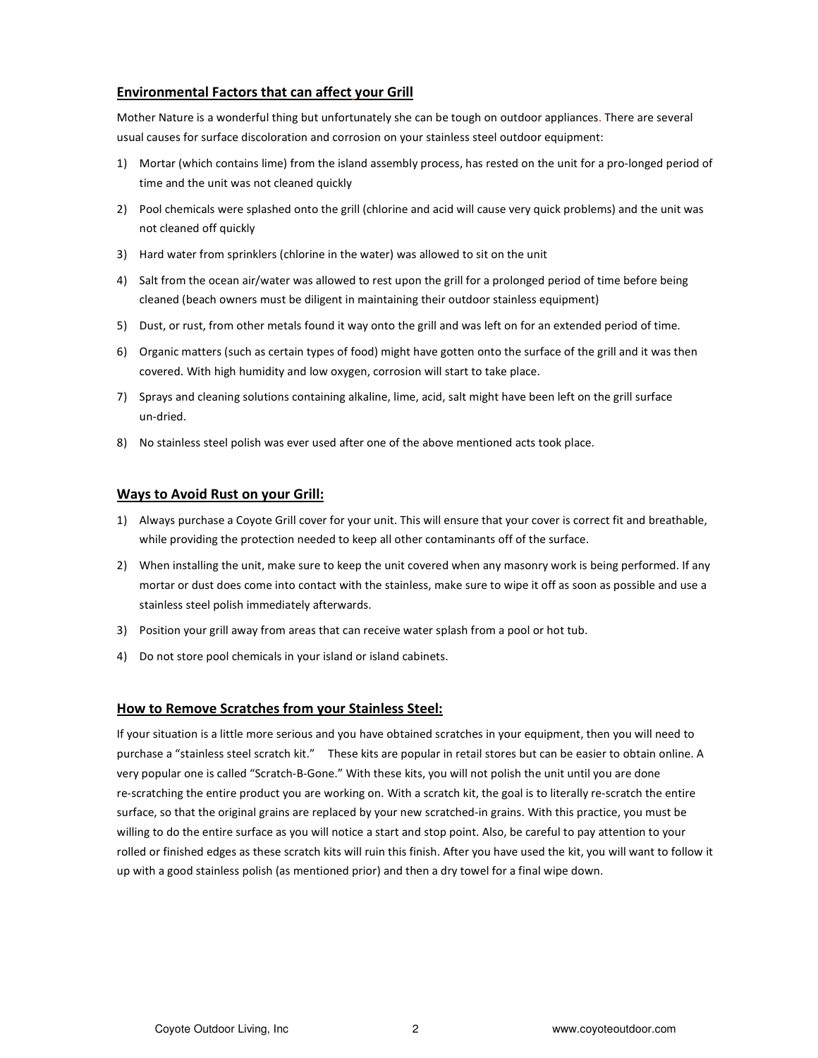## Environmental Factors that can affect your Grill

Mother Nature is a wonderful thing but unfortunately she can be tough on outdoor appliances. There are several usual causes for surface discoloration and corrosion on your stainless steel outdoor equipment:

1) Mortar (which contains lime) from the island assembly process, has rested on the unit for a pro-longed period of time and the unit was not cleaned quickly
2) Pool chemicals were splashed onto the grill (chlorine and acid will cause very quick problems) and the unit was not cleaned off quickly
3) Hard water from sprinklers (chlorine in the water) was allowed to sit on the unit
4) Salt from the ocean air/water was allowed to rest upon the grill for a prolonged period of time before being cleaned (beach owners must be diligent in maintaining their outdoor stainless equipment)
5) Dust, or rust, from other metals found it way onto the grill and was left on for an extended period of time.
6) Organic matters (such as certain types of food) might have gotten onto the surface of the grill and it was then covered. With high humidity and low oxygen, corrosion will start to take place.
7) Sprays and cleaning solutions containing alkaline, lime, acid, salt might have been left on the grill surface un-dried.
8) No stainless steel polish was ever used after one of the above mentioned acts took place.

## Ways to Avoid Rust on your Grill:

1) Always purchase a Coyote Grill cover for your unit. This will ensure that your cover is correct fit and breathable, while providing the protection needed to keep all other contaminants off of the surface.
2) When installing the unit, make sure to keep the unit covered when any masonry work is being performed. If any mortar or dust does come into contact with the stainless, make sure to wipe it off as soon as possible and use a stainless steel polish immediately afterwards.
3) Position your grill away from areas that can receive water splash from a pool or hot tub.
4) Do not store pool chemicals in your island or island cabinets.

## How to Remove Scratches from your Stainless Steel:

If your situation is a little more serious and you have obtained scratches in your equipment, then you will need to purchase a "stainless steel scratch kit." These kits are popular in retail stores but can be easier to obtain online. A very popular one is called "Scratch-B-Gone." With these kits, you will not polish the unit until you are done re-scratching the entire product you are working on. With a scratch kit, the goal is to literally re-scratch the entire surface, so that the original grains are replaced by your new scratched-in grains. With this practice, you must be willing to do the entire surface as you will notice a start and stop point. Also, be careful to pay attention to your rolled or finished edges as these scratch kits will ruin this finish. After you have used the kit, you will want to follow it up with a good stainless polish (as mentioned prior) and then a dry towel for a final wipe down.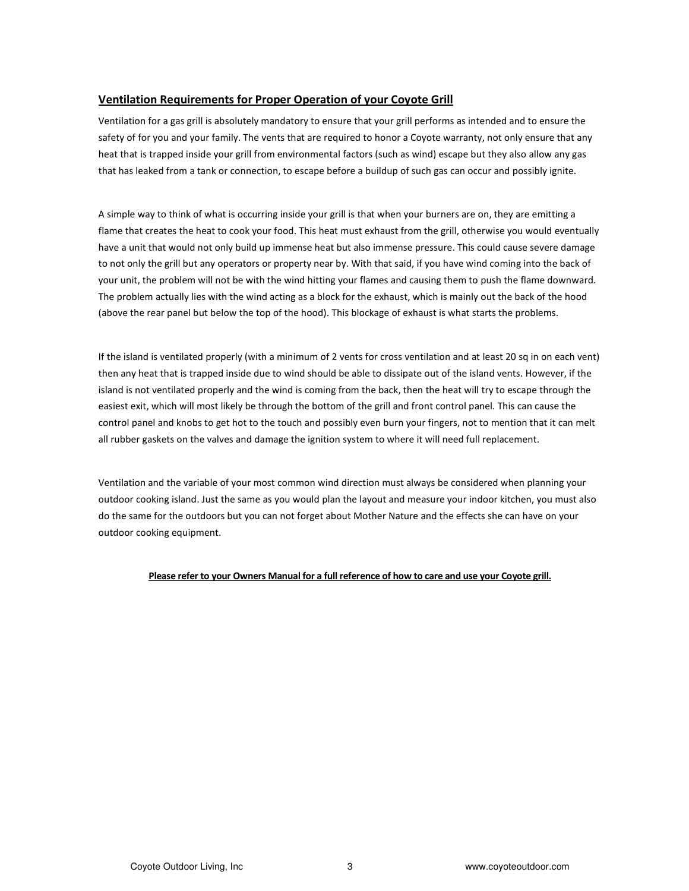## Ventilation Requirements for Proper Operation of your Coyote Grill

Ventilation for a gas grill is absolutely mandatory to ensure that your grill performs as intended and to ensure the safety of for you and your family. The vents that are required to honor a Coyote warranty, not only ensure that any heat that is trapped inside your grill from environmental factors (such as wind) escape but they also allow any gas that has leaked from a tank or connection, to escape before a buildup of such gas can occur and possibly ignite.

A simple way to think of what is occurring inside your grill is that when your burners are on, they are emitting a flame that creates the heat to cook your food. This heat must exhaust from the grill, otherwise you would eventually have a unit that would not only build up immense heat but also immense pressure. This could cause severe damage to not only the grill but any operators or property near by. With that said, if you have wind coming into the back of your unit, the problem will not be with the wind hitting your flames and causing them to push the flame downward. The problem actually lies with the wind acting as a block for the exhaust, which is mainly out the back of the hood (above the rear panel but below the top of the hood). This blockage of exhaust is what starts the problems.

If the island is ventilated properly (with a minimum of 2 vents for cross ventilation and at least 20 sq in on each vent) then any heat that is trapped inside due to wind should be able to dissipate out of the island vents. However, if the island is not ventilated properly and the wind is coming from the back, then the heat will try to escape through the easiest exit, which will most likely be through the bottom of the grill and front control panel. This can cause the control panel and knobs to get hot to the touch and possibly even burn your fingers, not to mention that it can melt all rubber gaskets on the valves and damage the ignition system to where it will need full replacement.

Ventilation and the variable of your most common wind direction must always be considered when planning your outdoor cooking island. Just the same as you would plan the layout and measure your indoor kitchen, you must also do the same for the outdoors but you can not forget about Mother Nature and the effects she can have on your outdoor cooking equipment.

**Please refer to your Owners Manual for a full reference of how to care and use your Coyote grill.**